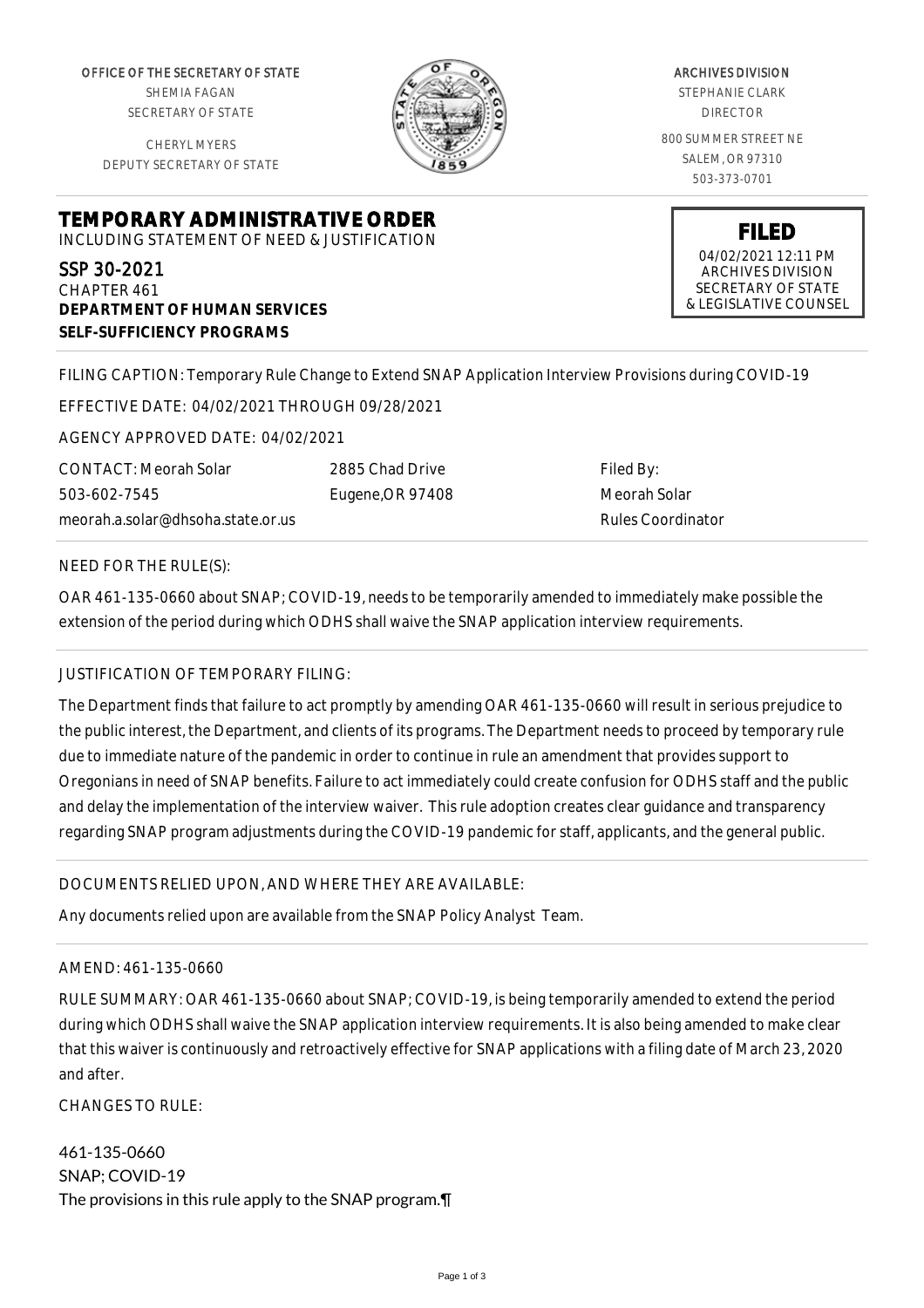OFFICE OF THE SECRETARY OF STATE
SHEMIA FAGAN
SECRETARY OF STATE

CHERYL MYERS
DEPUTY SECRETARY OF STATE

ARCHIVES DIVISION
STEPHANIE CLARK
DIRECTOR

800 SUMMER STREET NE
SALEM, OR 97310
503-373-0701

# TEMPORARY ADMINISTRATIVE ORDER

INCLUDING STATEMENT OF NEED & JUSTIFICATION

**FILED**
04/02/2021 12:11 PM
ARCHIVES DIVISION
SECRETARY OF STATE
& LEGISLATIVE COUNSEL

SSP 30-2021
CHAPTER 461
**DEPARTMENT OF HUMAN SERVICES**
**SELF-SUFFICIENCY PROGRAMS**

FILING CAPTION: Temporary Rule Change to Extend SNAP Application Interview Provisions during COVID-19

EFFECTIVE DATE: 04/02/2021 THROUGH 09/28/2021

AGENCY APPROVED DATE: 04/02/2021

| CONTACT: Meorah Solar | 2885 Chad Drive | Filed By: |
|---|---|---|
| 503-602-7545 | Eugene,OR 97408 | Meorah Solar |
| meorah.a.solar@dhsoha.state.or.us | | Rules Coordinator |

NEED FOR THE RULE(S):

OAR 461-135-0660 about SNAP; COVID-19, needs to be temporarily amended to immediately make possible the extension of the period during which ODHS shall waive the SNAP application interview requirements.

JUSTIFICATION OF TEMPORARY FILING:

The Department finds that failure to act promptly by amending OAR 461-135-0660 will result in serious prejudice to the public interest, the Department, and clients of its programs. The Department needs to proceed by temporary rule due to immediate nature of the pandemic in order to continue in rule an amendment that provides support to Oregonians in need of SNAP benefits. Failure to act immediately could create confusion for ODHS staff and the public and delay the implementation of the interview waiver. This rule adoption creates clear guidance and transparency regarding SNAP program adjustments during the COVID-19 pandemic for staff, applicants, and the general public.

DOCUMENTS RELIED UPON, AND WHERE THEY ARE AVAILABLE:

Any documents relied upon are available from the SNAP Policy Analyst Team.

AMEND: 461-135-0660

RULE SUMMARY: OAR 461-135-0660 about SNAP; COVID-19, is being temporarily amended to extend the period during which ODHS shall waive the SNAP application interview requirements. It is also being amended to make clear that this waiver is continuously and retroactively effective for SNAP applications with a filing date of March 23, 2020 and after.

CHANGES TO RULE:

461-135-0660
SNAP; COVID-19
The provisions in this rule apply to the SNAP program.¶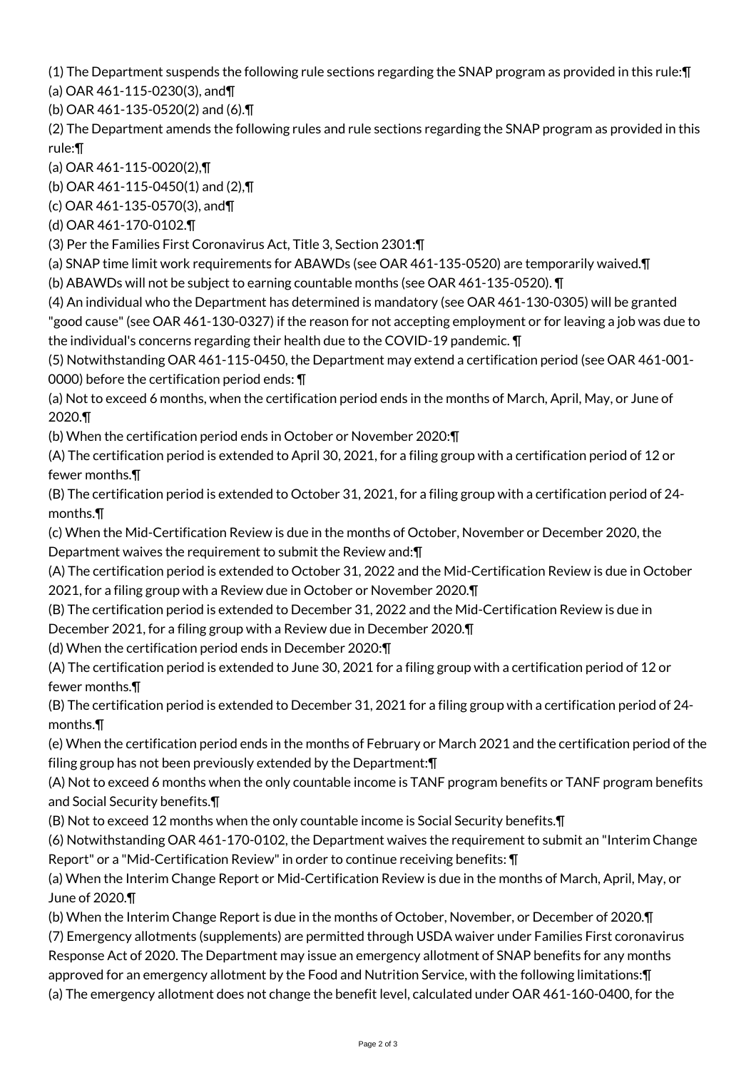(1) The Department suspends the following rule sections regarding the SNAP program as provided in this rule:¶
(a) OAR 461-115-0230(3), and¶
(b) OAR 461-135-0520(2) and (6).¶
(2) The Department amends the following rules and rule sections regarding the SNAP program as provided in this rule:¶
(a) OAR 461-115-0020(2),¶
(b) OAR 461-115-0450(1) and (2),¶
(c) OAR 461-135-0570(3), and¶
(d) OAR 461-170-0102.¶
(3) Per the Families First Coronavirus Act, Title 3, Section 2301:¶
(a) SNAP time limit work requirements for ABAWDs (see OAR 461-135-0520) are temporarily waived.¶
(b) ABAWDs will not be subject to earning countable months (see OAR 461-135-0520). ¶
(4) An individual who the Department has determined is mandatory (see OAR 461-130-0305) will be granted "good cause" (see OAR 461-130-0327) if the reason for not accepting employment or for leaving a job was due to the individual's concerns regarding their health due to the COVID-19 pandemic. ¶
(5) Notwithstanding OAR 461-115-0450, the Department may extend a certification period (see OAR 461-001-0000) before the certification period ends: ¶
(a) Not to exceed 6 months, when the certification period ends in the months of March, April, May, or June of 2020.¶
(b) When the certification period ends in October or November 2020:¶
(A) The certification period is extended to April 30, 2021, for a filing group with a certification period of 12 or fewer months.¶
(B) The certification period is extended to October 31, 2021, for a filing group with a certification period of 24-months.¶
(c) When the Mid-Certification Review is due in the months of October, November or December 2020, the Department waives the requirement to submit the Review and:¶
(A) The certification period is extended to October 31, 2022 and the Mid-Certification Review is due in October 2021, for a filing group with a Review due in October or November 2020.¶
(B) The certification period is extended to December 31, 2022 and the Mid-Certification Review is due in December 2021, for a filing group with a Review due in December 2020.¶
(d) When the certification period ends in December 2020:¶
(A) The certification period is extended to June 30, 2021 for a filing group with a certification period of 12 or fewer months.¶
(B) The certification period is extended to December 31, 2021 for a filing group with a certification period of 24-months.¶
(e) When the certification period ends in the months of February or March 2021 and the certification period of the filing group has not been previously extended by the Department:¶
(A) Not to exceed 6 months when the only countable income is TANF program benefits or TANF program benefits and Social Security benefits.¶
(B) Not to exceed 12 months when the only countable income is Social Security benefits.¶
(6) Notwithstanding OAR 461-170-0102, the Department waives the requirement to submit an "Interim Change Report" or a "Mid-Certification Review" in order to continue receiving benefits: ¶
(a) When the Interim Change Report or Mid-Certification Review is due in the months of March, April, May, or June of 2020.¶
(b) When the Interim Change Report is due in the months of October, November, or December of 2020.¶
(7) Emergency allotments (supplements) are permitted through USDA waiver under Families First coronavirus Response Act of 2020. The Department may issue an emergency allotment of SNAP benefits for any months approved for an emergency allotment by the Food and Nutrition Service, with the following limitations:¶
(a) The emergency allotment does not change the benefit level, calculated under OAR 461-160-0400, for the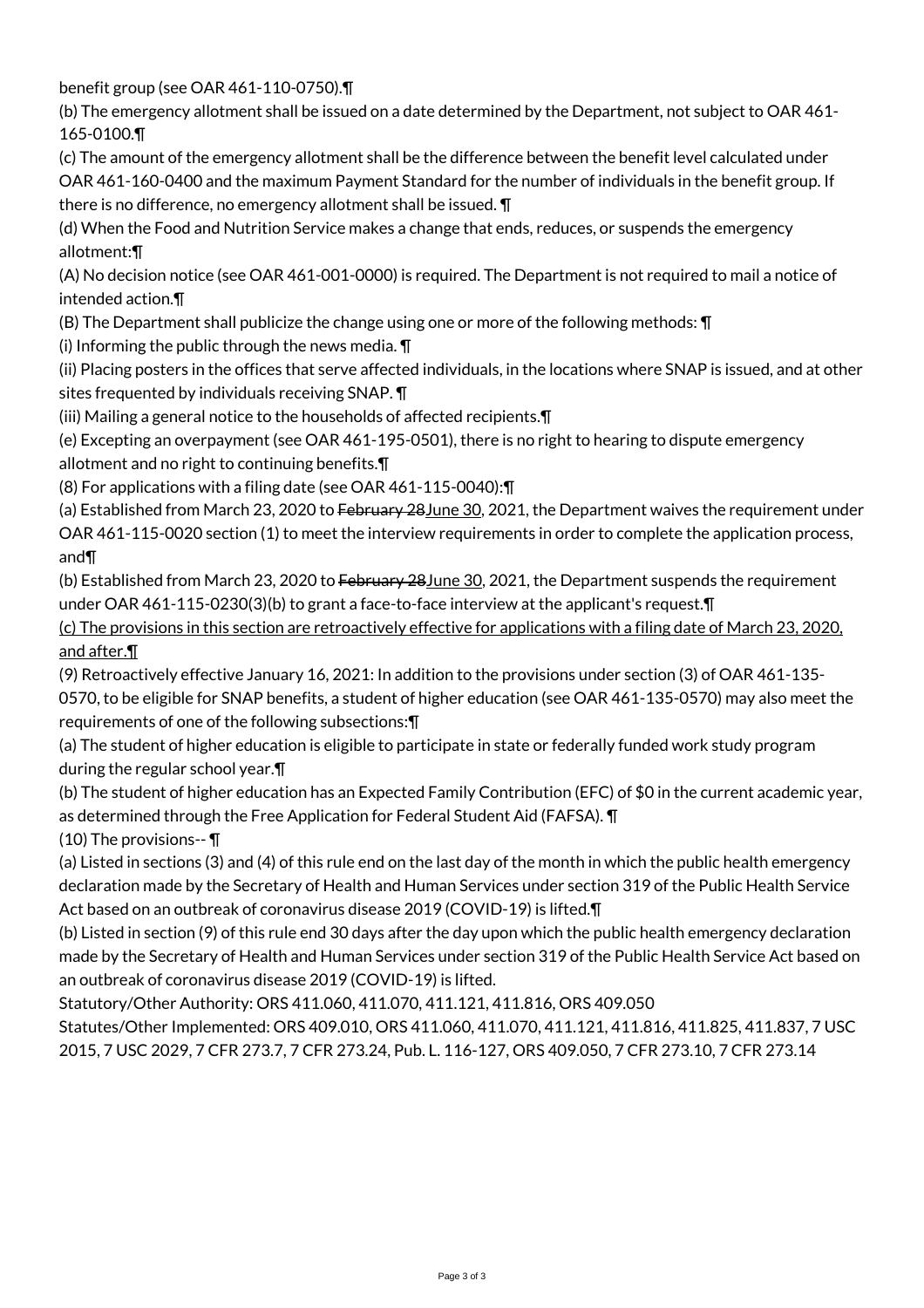benefit group (see OAR 461-110-0750).¶

(b) The emergency allotment shall be issued on a date determined by the Department, not subject to OAR 461-165-0100.¶

(c) The amount of the emergency allotment shall be the difference between the benefit level calculated under OAR 461-160-0400 and the maximum Payment Standard for the number of individuals in the benefit group. If there is no difference, no emergency allotment shall be issued. ¶

(d) When the Food and Nutrition Service makes a change that ends, reduces, or suspends the emergency allotment:¶

(A) No decision notice (see OAR 461-001-0000) is required. The Department is not required to mail a notice of intended action.¶

(B) The Department shall publicize the change using one or more of the following methods: ¶

(i) Informing the public through the news media. ¶

(ii) Placing posters in the offices that serve affected individuals, in the locations where SNAP is issued, and at other sites frequented by individuals receiving SNAP. ¶

(iii) Mailing a general notice to the households of affected recipients.¶

(e) Excepting an overpayment (see OAR 461-195-0501), there is no right to hearing to dispute emergency allotment and no right to continuing benefits.¶

(8) For applications with a filing date (see OAR 461-115-0040):¶

(a) Established from March 23, 2020 to ~~February 28~~June 30, 2021, the Department waives the requirement under OAR 461-115-0020 section (1) to meet the interview requirements in order to complete the application process, and¶

(b) Established from March 23, 2020 to ~~February 28~~June 30, 2021, the Department suspends the requirement under OAR 461-115-0230(3)(b) to grant a face-to-face interview at the applicant's request.¶

(c) The provisions in this section are retroactively effective for applications with a filing date of March 23, 2020, and after.¶

(9) Retroactively effective January 16, 2021: In addition to the provisions under section (3) of OAR 461-135-0570, to be eligible for SNAP benefits, a student of higher education (see OAR 461-135-0570) may also meet the requirements of one of the following subsections:¶

(a) The student of higher education is eligible to participate in state or federally funded work study program during the regular school year.¶

(b) The student of higher education has an Expected Family Contribution (EFC) of $0 in the current academic year, as determined through the Free Application for Federal Student Aid (FAFSA). ¶

(10) The provisions-- ¶

(a) Listed in sections (3) and (4) of this rule end on the last day of the month in which the public health emergency declaration made by the Secretary of Health and Human Services under section 319 of the Public Health Service Act based on an outbreak of coronavirus disease 2019 (COVID-19) is lifted.¶

(b) Listed in section (9) of this rule end 30 days after the day upon which the public health emergency declaration made by the Secretary of Health and Human Services under section 319 of the Public Health Service Act based on an outbreak of coronavirus disease 2019 (COVID-19) is lifted.

Statutory/Other Authority: ORS 411.060, 411.070, 411.121, 411.816, ORS 409.050

Statutes/Other Implemented: ORS 409.010, ORS 411.060, 411.070, 411.121, 411.816, 411.825, 411.837, 7 USC 2015, 7 USC 2029, 7 CFR 273.7, 7 CFR 273.24, Pub. L. 116-127, ORS 409.050, 7 CFR 273.10, 7 CFR 273.14